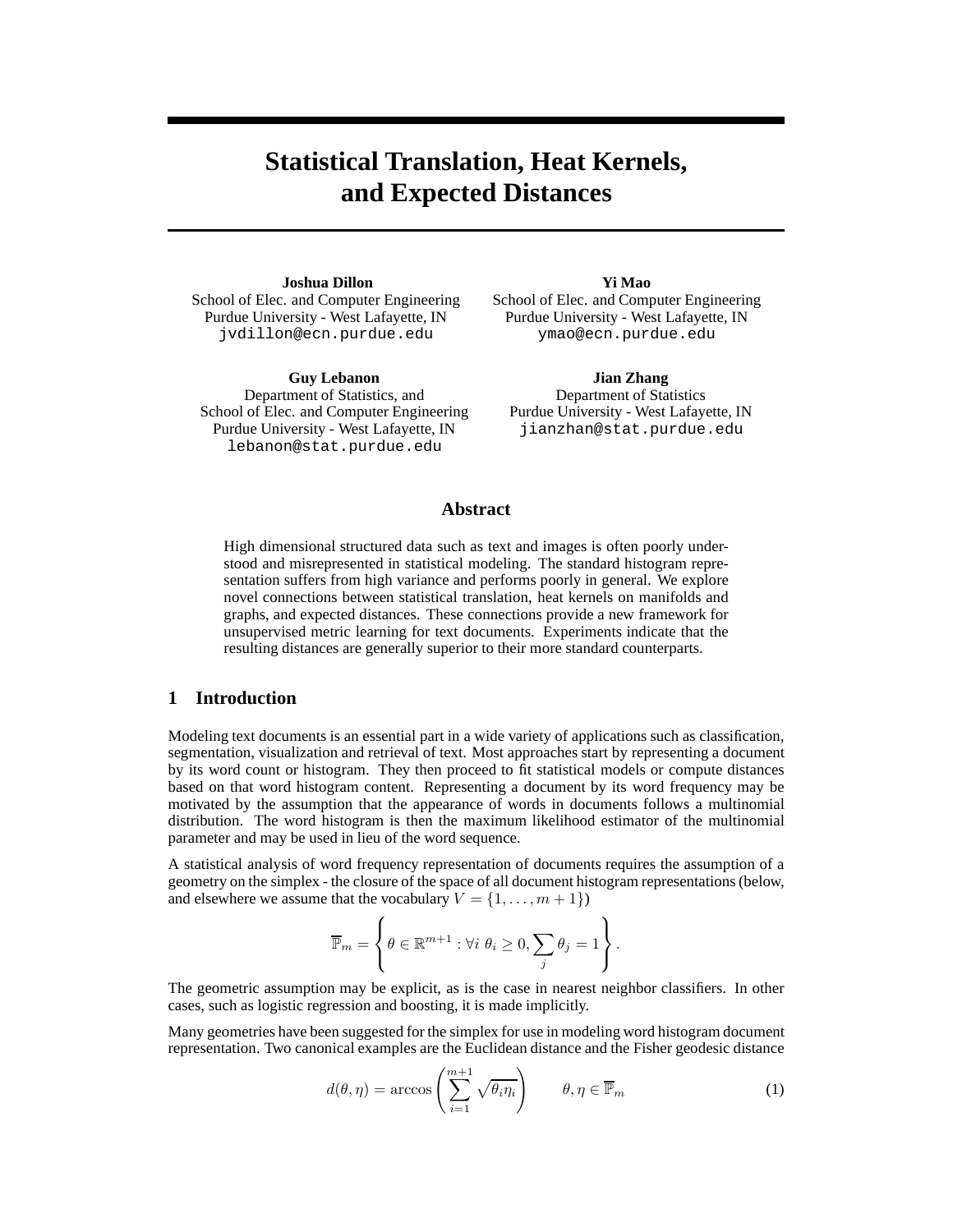# Statistical Translation, Heat Kernels, and Expected Distances

**Joshua Dillon**
School of Elec. and Computer Engineering
Purdue University - West Lafayette, IN
jvdillon@ecn.purdue.edu

**Yi Mao**
School of Elec. and Computer Engineering
Purdue University - West Lafayette, IN
ymao@ecn.purdue.edu

**Guy Lebanon**
Department of Statistics, and
School of Elec. and Computer Engineering
Purdue University - West Lafayette, IN
lebanon@stat.purdue.edu

**Jian Zhang**
Department of Statistics
Purdue University - West Lafayette, IN
jianzhan@stat.purdue.edu

## Abstract

High dimensional structured data such as text and images is often poorly understood and misrepresented in statistical modeling. The standard histogram representation suffers from high variance and performs poorly in general. We explore novel connections between statistical translation, heat kernels on manifolds and graphs, and expected distances. These connections provide a new framework for unsupervised metric learning for text documents. Experiments indicate that the resulting distances are generally superior to their more standard counterparts.

## 1 Introduction

Modeling text documents is an essential part in a wide variety of applications such as classification, segmentation, visualization and retrieval of text. Most approaches start by representing a document by its word count or histogram. They then proceed to fit statistical models or compute distances based on that word histogram content. Representing a document by its word frequency may be motivated by the assumption that the appearance of words in documents follows a multinomial distribution. The word histogram is then the maximum likelihood estimator of the multinomial parameter and may be used in lieu of the word sequence.

A statistical analysis of word frequency representation of documents requires the assumption of a geometry on the simplex - the closure of the space of all document histogram representations (below, and elsewhere we assume that the vocabulary $V = \{1, \ldots, m+1\}$)

$$\overline{\mathbb{P}}_m = \left\{ \theta \in \mathbb{R}^{m+1} : \forall i \; \theta_i \geq 0, \sum_j \theta_j = 1 \right\}.$$

The geometric assumption may be explicit, as is the case in nearest neighbor classifiers. In other cases, such as logistic regression and boosting, it is made implicitly.

Many geometries have been suggested for the simplex for use in modeling word histogram document representation. Two canonical examples are the Euclidean distance and the Fisher geodesic distance

$$d(\theta, \eta) = \arccos \left( \sum_{i=1}^{m+1} \sqrt{\theta_i \eta_i} \right) \qquad \theta, \eta \in \overline{\mathbb{P}}_m \tag{1}$$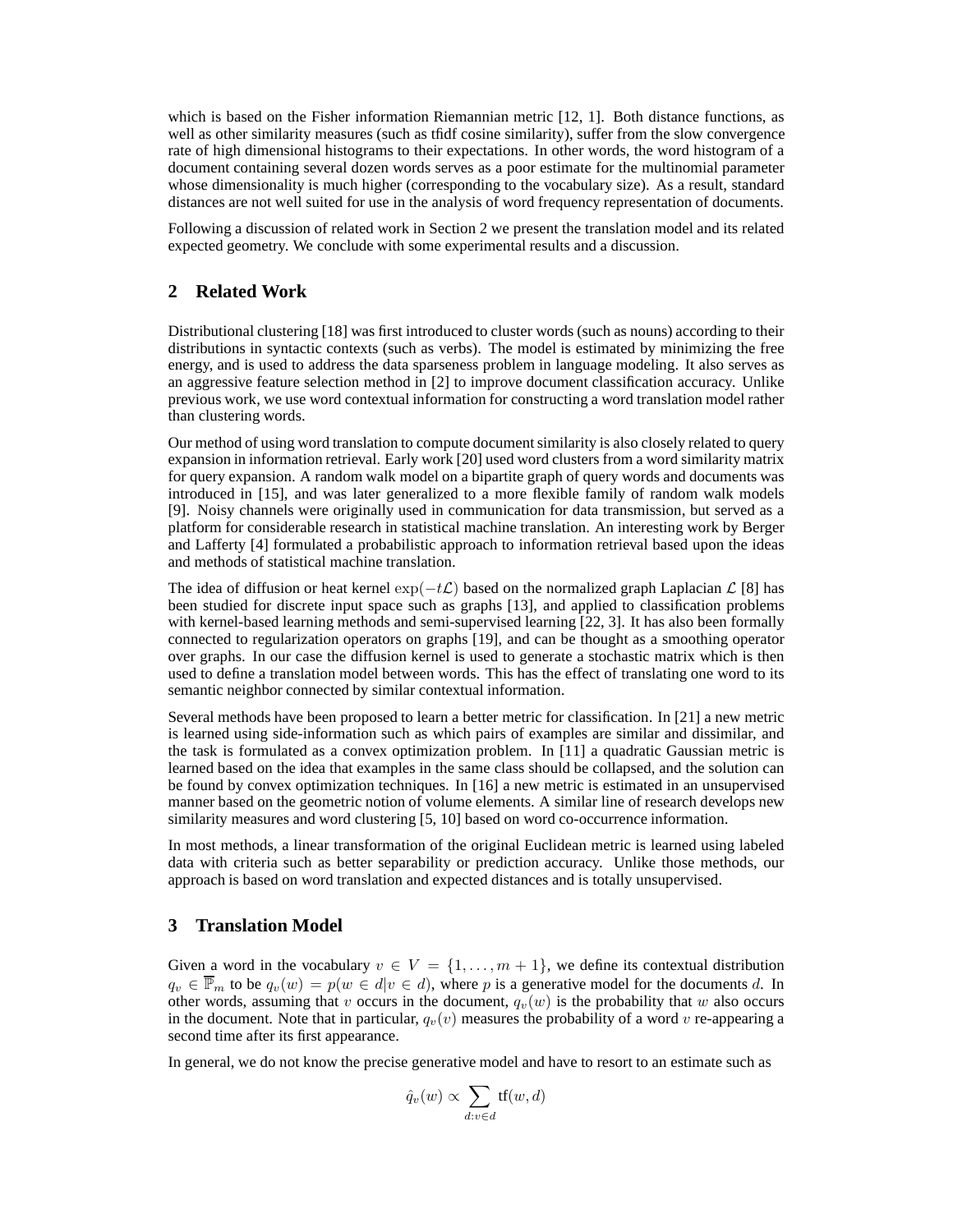which is based on the Fisher information Riemannian metric [12, 1]. Both distance functions, as well as other similarity measures (such as tfidf cosine similarity), suffer from the slow convergence rate of high dimensional histograms to their expectations. In other words, the word histogram of a document containing several dozen words serves as a poor estimate for the multinomial parameter whose dimensionality is much higher (corresponding to the vocabulary size). As a result, standard distances are not well suited for use in the analysis of word frequency representation of documents.

Following a discussion of related work in Section 2 we present the translation model and its related expected geometry. We conclude with some experimental results and a discussion.

## 2 Related Work

Distributional clustering [18] was first introduced to cluster words (such as nouns) according to their distributions in syntactic contexts (such as verbs). The model is estimated by minimizing the free energy, and is used to address the data sparseness problem in language modeling. It also serves as an aggressive feature selection method in [2] to improve document classification accuracy. Unlike previous work, we use word contextual information for constructing a word translation model rather than clustering words.

Our method of using word translation to compute document similarity is also closely related to query expansion in information retrieval. Early work [20] used word clusters from a word similarity matrix for query expansion. A random walk model on a bipartite graph of query words and documents was introduced in [15], and was later generalized to a more flexible family of random walk models [9]. Noisy channels were originally used in communication for data transmission, but served as a platform for considerable research in statistical machine translation. An interesting work by Berger and Lafferty [4] formulated a probabilistic approach to information retrieval based upon the ideas and methods of statistical machine translation.

The idea of diffusion or heat kernel $\exp(-t\mathcal{L})$ based on the normalized graph Laplacian $\mathcal{L}$ [8] has been studied for discrete input space such as graphs [13], and applied to classification problems with kernel-based learning methods and semi-supervised learning [22, 3]. It has also been formally connected to regularization operators on graphs [19], and can be thought as a smoothing operator over graphs. In our case the diffusion kernel is used to generate a stochastic matrix which is then used to define a translation model between words. This has the effect of translating one word to its semantic neighbor connected by similar contextual information.

Several methods have been proposed to learn a better metric for classification. In [21] a new metric is learned using side-information such as which pairs of examples are similar and dissimilar, and the task is formulated as a convex optimization problem. In [11] a quadratic Gaussian metric is learned based on the idea that examples in the same class should be collapsed, and the solution can be found by convex optimization techniques. In [16] a new metric is estimated in an unsupervised manner based on the geometric notion of volume elements. A similar line of research develops new similarity measures and word clustering [5, 10] based on word co-occurrence information.

In most methods, a linear transformation of the original Euclidean metric is learned using labeled data with criteria such as better separability or prediction accuracy. Unlike those methods, our approach is based on word translation and expected distances and is totally unsupervised.

## 3 Translation Model

Given a word in the vocabulary $v \in V = \{1, \ldots, m+1\}$, we define its contextual distribution $q_v \in \overline{\mathbb{P}}_m$ to be $q_v(w) = p(w \in d | v \in d)$, where $p$ is a generative model for the documents $d$. In other words, assuming that $v$ occurs in the document, $q_v(w)$ is the probability that $w$ also occurs in the document. Note that in particular, $q_v(v)$ measures the probability of a word $v$ re-appearing a second time after its first appearance.

In general, we do not know the precise generative model and have to resort to an estimate such as

$$\hat{q}_v(w) \propto \sum_{d: v \in d} \text{tf}(w, d)$$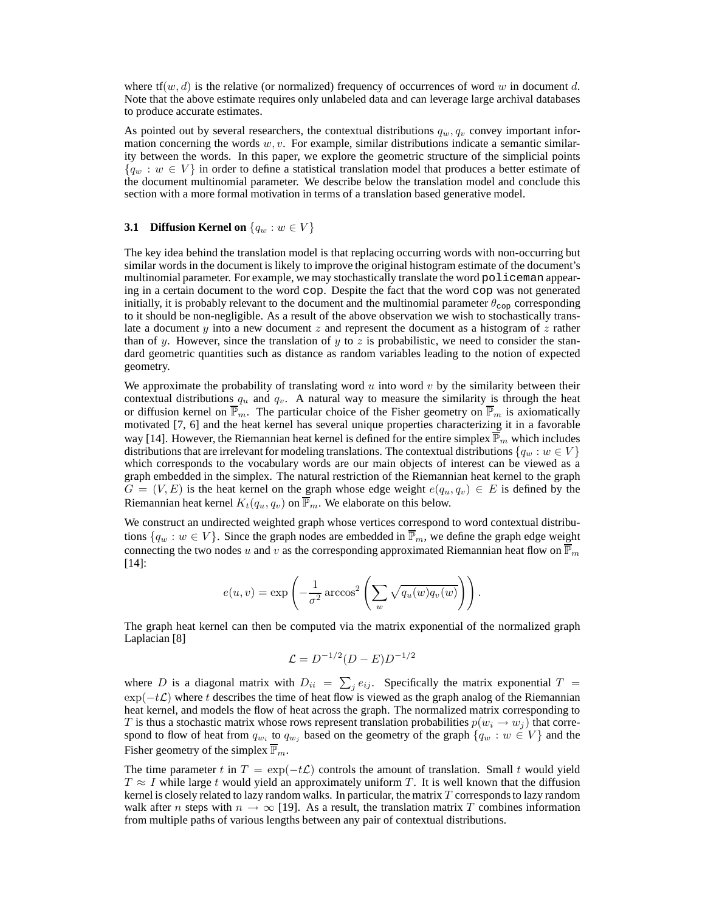where $\text{tf}(w, d)$ is the relative (or normalized) frequency of occurrences of word $w$ in document $d$. Note that the above estimate requires only unlabeled data and can leverage large archival databases to produce accurate estimates.

As pointed out by several researchers, the contextual distributions $q_w, q_v$ convey important information concerning the words $w, v$. For example, similar distributions indicate a semantic similarity between the words. In this paper, we explore the geometric structure of the simplicial points $\{q_w : w \in V\}$ in order to define a statistical translation model that produces a better estimate of the document multinomial parameter. We describe below the translation model and conclude this section with a more formal motivation in terms of a translation based generative model.

### 3.1 Diffusion Kernel on $\{q_w : w \in V\}$

The key idea behind the translation model is that replacing occurring words with non-occurring but similar words in the document is likely to improve the original histogram estimate of the document's multinomial parameter. For example, we may stochastically translate the word `policeman` appearing in a certain document to the word `cop`. Despite the fact that the word `cop` was not generated initially, it is probably relevant to the document and the multinomial parameter $\theta_{\texttt{cop}}$ corresponding to it should be non-negligible. As a result of the above observation we wish to stochastically translate a document $y$ into a new document $z$ and represent the document as a histogram of $z$ rather than of $y$. However, since the translation of $y$ to $z$ is probabilistic, we need to consider the standard geometric quantities such as distance as random variables leading to the notion of expected geometry.

We approximate the probability of translating word $u$ into word $v$ by the similarity between their contextual distributions $q_u$ and $q_v$. A natural way to measure the similarity is through the heat or diffusion kernel on $\overline{\mathbb{P}}_m$. The particular choice of the Fisher geometry on $\overline{\mathbb{P}}_m$ is axiomatically motivated [7, 6] and the heat kernel has several unique properties characterizing it in a favorable way [14]. However, the Riemannian heat kernel is defined for the entire simplex $\overline{\mathbb{P}}_m$ which includes distributions that are irrelevant for modeling translations. The contextual distributions $\{q_w : w \in V\}$ which corresponds to the vocabulary words are our main objects of interest can be viewed as a graph embedded in the simplex. The natural restriction of the Riemannian heat kernel to the graph $G = (V, E)$ is the heat kernel on the graph whose edge weight $e(q_u, q_v) \in E$ is defined by the Riemannian heat kernel $K_t(q_u, q_v)$ on $\overline{\mathbb{P}}_m$. We elaborate on this below.

We construct an undirected weighted graph whose vertices correspond to word contextual distributions $\{q_w : w \in V\}$. Since the graph nodes are embedded in $\overline{\mathbb{P}}_m$, we define the graph edge weight connecting the two nodes $u$ and $v$ as the corresponding approximated Riemannian heat flow on $\overline{\mathbb{P}}_m$ [14]:

$$e(u, v) = \exp\left(-\frac{1}{\sigma^2}\arccos^2\left(\sum_w \sqrt{q_u(w)q_v(w)}\right)\right).$$

The graph heat kernel can then be computed via the matrix exponential of the normalized graph Laplacian [8]

$$\mathcal{L} = D^{-1/2}(D - E)D^{-1/2}$$

where $D$ is a diagonal matrix with $D_{ii} = \sum_j e_{ij}$. Specifically the matrix exponential $T = \exp(-t\mathcal{L})$ where $t$ describes the time of heat flow is viewed as the graph analog of the Riemannian heat kernel, and models the flow of heat across the graph. The normalized matrix corresponding to $T$ is thus a stochastic matrix whose rows represent translation probabilities $p(w_i \to w_j)$ that correspond to flow of heat from $q_{w_i}$ to $q_{w_j}$ based on the geometry of the graph $\{q_w : w \in V\}$ and the Fisher geometry of the simplex $\overline{\mathbb{P}}_m$.

The time parameter $t$ in $T = \exp(-t\mathcal{L})$ controls the amount of translation. Small $t$ would yield $T \approx I$ while large $t$ would yield an approximately uniform $T$. It is well known that the diffusion kernel is closely related to lazy random walks. In particular, the matrix $T$ corresponds to lazy random walk after $n$ steps with $n \to \infty$ [19]. As a result, the translation matrix $T$ combines information from multiple paths of various lengths between any pair of contextual distributions.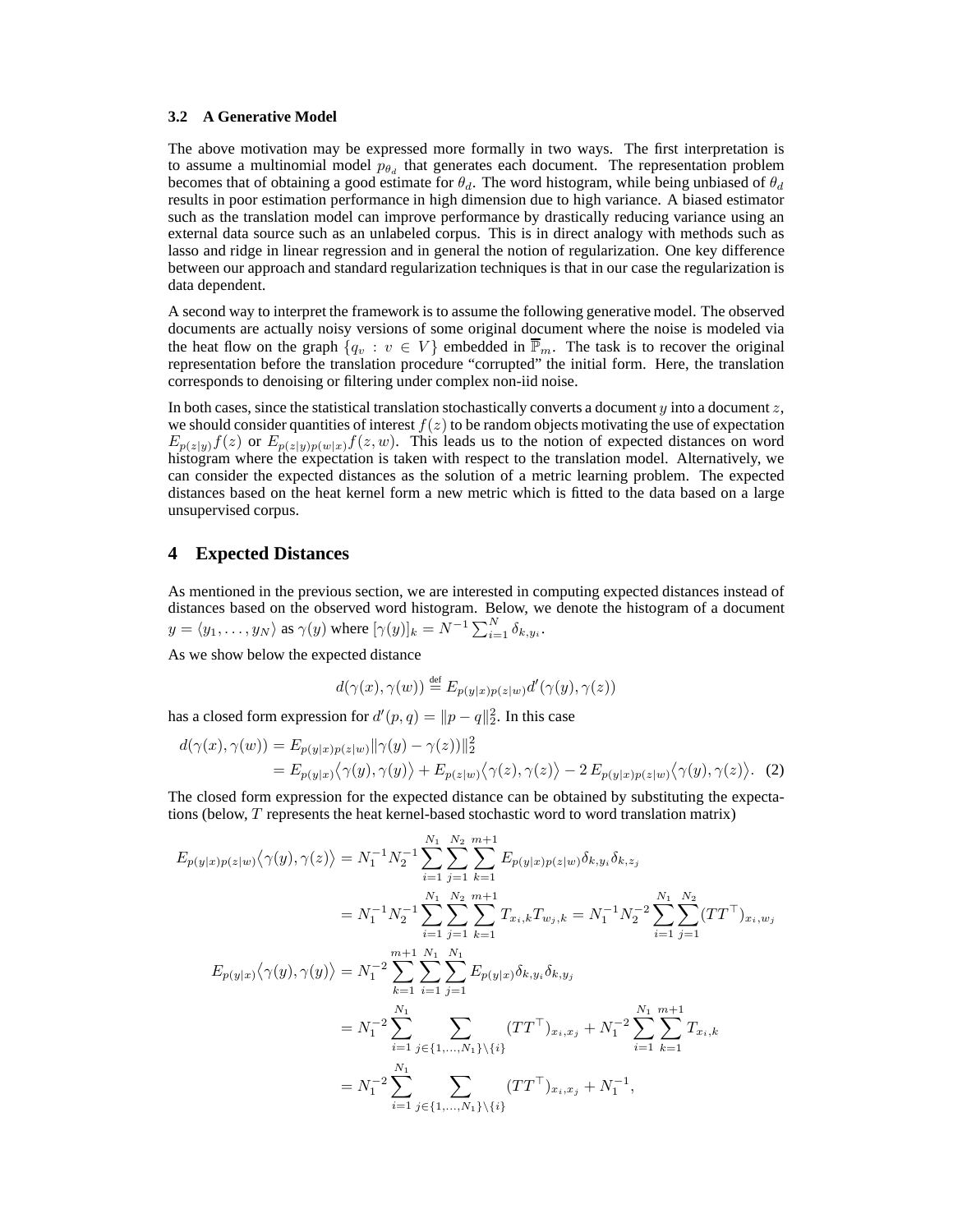### 3.2 A Generative Model

The above motivation may be expressed more formally in two ways. The first interpretation is to assume a multinomial model $p_{\theta_d}$ that generates each document. The representation problem becomes that of obtaining a good estimate for $\theta_d$. The word histogram, while being unbiased of $\theta_d$ results in poor estimation performance in high dimension due to high variance. A biased estimator such as the translation model can improve performance by drastically reducing variance using an external data source such as an unlabeled corpus. This is in direct analogy with methods such as lasso and ridge in linear regression and in general the notion of regularization. One key difference between our approach and standard regularization techniques is that in our case the regularization is data dependent.

A second way to interpret the framework is to assume the following generative model. The observed documents are actually noisy versions of some original document where the noise is modeled via the heat flow on the graph $\{q_v : v \in V\}$ embedded in $\overline{\mathbb{P}}_m$. The task is to recover the original representation before the translation procedure "corrupted" the initial form. Here, the translation corresponds to denoising or filtering under complex non-iid noise.

In both cases, since the statistical translation stochastically converts a document $y$ into a document $z$, we should consider quantities of interest $f(z)$ to be random objects motivating the use of expectation $E_{p(z|y)}f(z)$ or $E_{p(z|y)p(w|x)}f(z,w)$. This leads us to the notion of expected distances on word histogram where the expectation is taken with respect to the translation model. Alternatively, we can consider the expected distances as the solution of a metric learning problem. The expected distances based on the heat kernel form a new metric which is fitted to the data based on a large unsupervised corpus.

## 4 Expected Distances

As mentioned in the previous section, we are interested in computing expected distances instead of distances based on the observed word histogram. Below, we denote the histogram of a document $y = \langle y_1, \ldots, y_N \rangle$ as $\gamma(y)$ where $[\gamma(y)]_k = N^{-1} \sum_{i=1}^{N} \delta_{k,y_i}$.

As we show below the expected distance

$$d(\gamma(x), \gamma(w)) \stackrel{\text{def}}{=} E_{p(y|x)p(z|w)} d'(\gamma(y), \gamma(z))$$

has a closed form expression for $d'(p,q) = \|p - q\|_2^2$. In this case

$$\begin{aligned} d(\gamma(x), \gamma(w)) &= E_{p(y|x)p(z|w)} \|\gamma(y) - \gamma(z)\|_2^2 \\ &= E_{p(y|x)} \langle \gamma(y), \gamma(y) \rangle + E_{p(z|w)} \langle \gamma(z), \gamma(z) \rangle - 2\, E_{p(y|x)p(z|w)} \langle \gamma(y), \gamma(z) \rangle. \end{aligned} \tag{2}$$

The closed form expression for the expected distance can be obtained by substituting the expectations (below, $T$ represents the heat kernel-based stochastic word to word translation matrix)

$$\begin{aligned} E_{p(y|x)p(z|w)} \langle \gamma(y), \gamma(z) \rangle &= N_1^{-1} N_2^{-1} \sum_{i=1}^{N_1} \sum_{j=1}^{N_2} \sum_{k=1}^{m+1} E_{p(y|x)p(z|w)} \delta_{k,y_i} \delta_{k,z_j} \\ &= N_1^{-1} N_2^{-1} \sum_{i=1}^{N_1} \sum_{j=1}^{N_2} \sum_{k=1}^{m+1} T_{x_i,k} T_{w_j,k} = N_1^{-1} N_2^{-2} \sum_{i=1}^{N_1} \sum_{j=1}^{N_2} (TT^\top)_{x_i,w_j} \\ E_{p(y|x)} \langle \gamma(y), \gamma(y) \rangle &= N_1^{-2} \sum_{k=1}^{m+1} \sum_{i=1}^{N_1} \sum_{j=1}^{N_1} E_{p(y|x)} \delta_{k,y_i} \delta_{k,y_j} \\ &= N_1^{-2} \sum_{i=1}^{N_1} \sum_{j \in \{1,\ldots,N_1\} \setminus \{i\}} (TT^\top)_{x_i,x_j} + N_1^{-2} \sum_{i=1}^{N_1} \sum_{k=1}^{m+1} T_{x_i,k} \\ &= N_1^{-2} \sum_{i=1}^{N_1} \sum_{j \in \{1,\ldots,N_1\} \setminus \{i\}} (TT^\top)_{x_i,x_j} + N_1^{-1}, \end{aligned}$$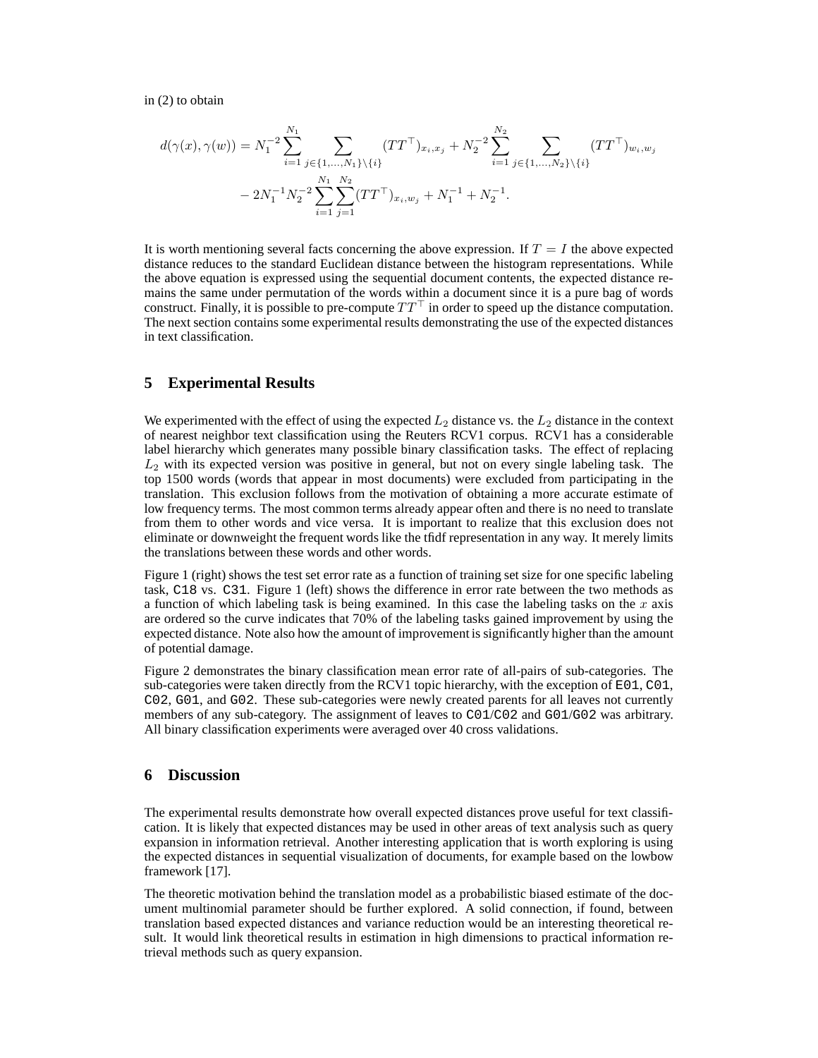in (2) to obtain

$$
\begin{aligned}
d(\gamma(x), \gamma(w)) = N_1^{-2} \sum_{i=1}^{N_1} \sum_{j \in \{1,\dots,N_1\} \setminus \{i\}} (TT^\top)_{x_i, x_j} + N_2^{-2} \sum_{i=1}^{N_2} \sum_{j \in \{1,\dots,N_2\} \setminus \{i\}} (TT^\top)_{w_i, w_j} \\
- 2N_1^{-1} N_2^{-2} \sum_{i=1}^{N_1} \sum_{j=1}^{N_2} (TT^\top)_{x_i, w_j} + N_1^{-1} + N_2^{-1}.
\end{aligned}
$$

It is worth mentioning several facts concerning the above expression. If $T = I$ the above expected distance reduces to the standard Euclidean distance between the histogram representations. While the above equation is expressed using the sequential document contents, the expected distance remains the same under permutation of the words within a document since it is a pure bag of words construct. Finally, it is possible to pre-compute $TT^\top$ in order to speed up the distance computation. The next section contains some experimental results demonstrating the use of the expected distances in text classification.

## 5 Experimental Results

We experimented with the effect of using the expected $L_2$ distance vs. the $L_2$ distance in the context of nearest neighbor text classification using the Reuters RCV1 corpus. RCV1 has a considerable label hierarchy which generates many possible binary classification tasks. The effect of replacing $L_2$ with its expected version was positive in general, but not on every single labeling task. The top 1500 words (words that appear in most documents) were excluded from participating in the translation. This exclusion follows from the motivation of obtaining a more accurate estimate of low frequency terms. The most common terms already appear often and there is no need to translate from them to other words and vice versa. It is important to realize that this exclusion does not eliminate or downweight the frequent words like the tfidf representation in any way. It merely limits the translations between these words and other words.

Figure 1 (right) shows the test set error rate as a function of training set size for one specific labeling task, `C18` vs. `C31`. Figure 1 (left) shows the difference in error rate between the two methods as a function of which labeling task is being examined. In this case the labeling tasks on the $x$ axis are ordered so the curve indicates that 70% of the labeling tasks gained improvement by using the expected distance. Note also how the amount of improvement is significantly higher than the amount of potential damage.

Figure 2 demonstrates the binary classification mean error rate of all-pairs of sub-categories. The sub-categories were taken directly from the RCV1 topic hierarchy, with the exception of `E01`, `C01`, `C02`, `G01`, and `G02`. These sub-categories were newly created parents for all leaves not currently members of any sub-category. The assignment of leaves to `C01`/`C02` and `G01`/`G02` was arbitrary. All binary classification experiments were averaged over 40 cross validations.

## 6 Discussion

The experimental results demonstrate how overall expected distances prove useful for text classification. It is likely that expected distances may be used in other areas of text analysis such as query expansion in information retrieval. Another interesting application that is worth exploring is using the expected distances in sequential visualization of documents, for example based on the lowbow framework [17].

The theoretic motivation behind the translation model as a probabilistic biased estimate of the document multinomial parameter should be further explored. A solid connection, if found, between translation based expected distances and variance reduction would be an interesting theoretical result. It would link theoretical results in estimation in high dimensions to practical information retrieval methods such as query expansion.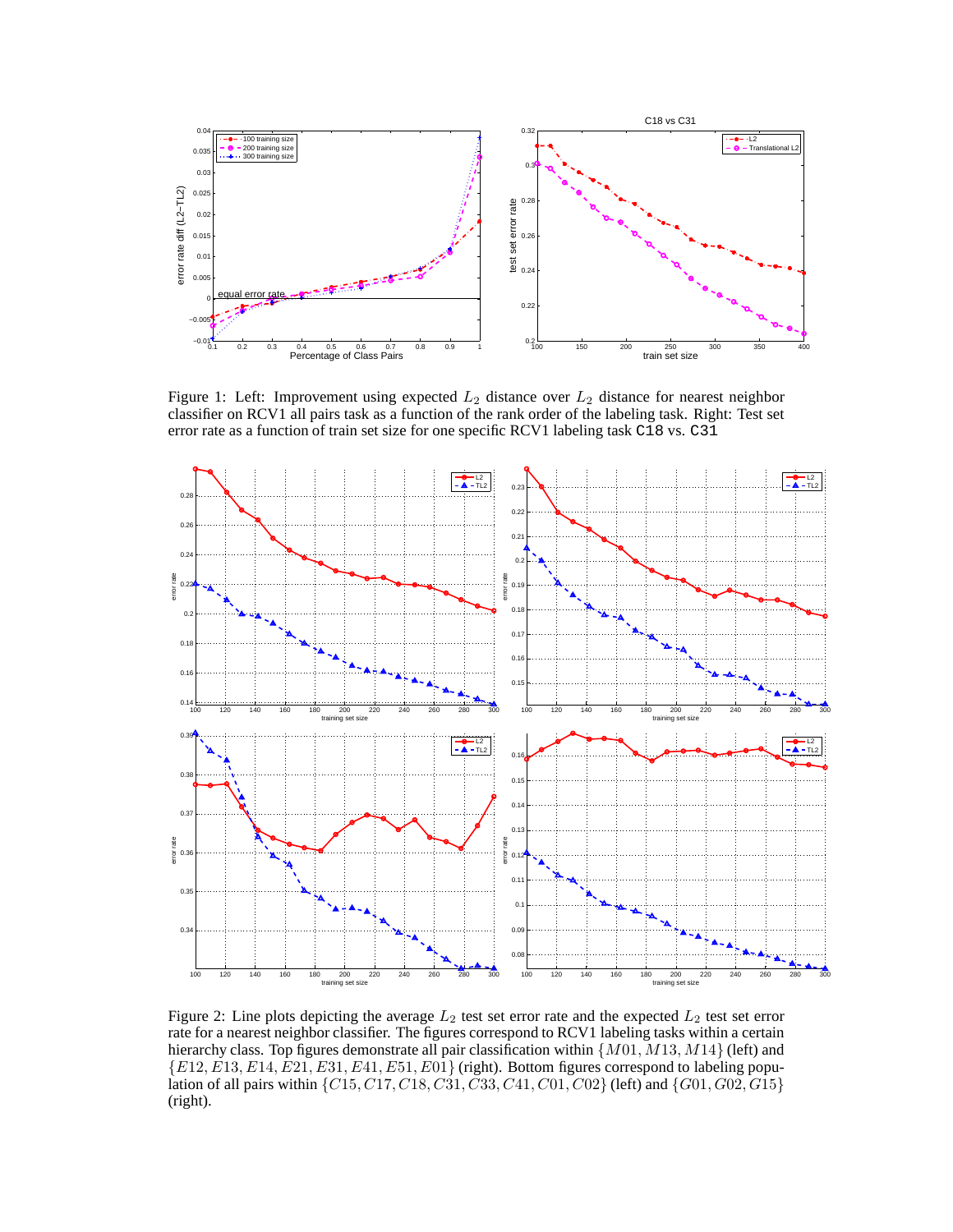Figure 1: Left: Improvement using expected $L_2$ distance over $L_2$ distance for nearest neighbor classifier on RCV1 all pairs task as a function of the rank order of the labeling task. Right: Test set error rate as a function of train set size for one specific RCV1 labeling task `C18` vs. `C31`

Figure 2: Line plots depicting the average $L_2$ test set error rate and the expected $L_2$ test set error rate for a nearest neighbor classifier. The figures correspond to RCV1 labeling tasks within a certain hierarchy class. Top figures demonstrate all pair classification within $\{M01, M13, M14\}$ (left) and $\{E12, E13, E14, E21, E31, E41, E51, E01\}$ (right). Bottom figures correspond to labeling population of all pairs within $\{C15, C17, C18, C31, C33, C41, C01, C02\}$ (left) and $\{G01, G02, G15\}$ (right).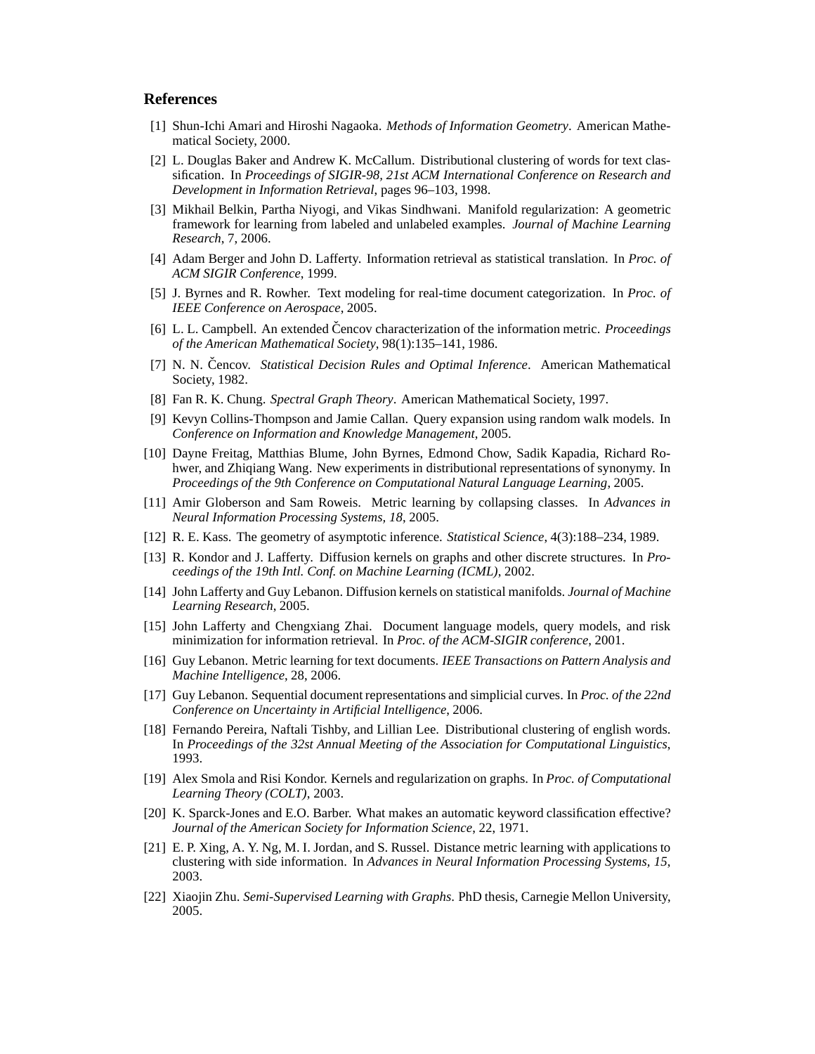## References

[1] Shun-Ichi Amari and Hiroshi Nagaoka. *Methods of Information Geometry*. American Mathematical Society, 2000.

[2] L. Douglas Baker and Andrew K. McCallum. Distributional clustering of words for text classification. In *Proceedings of SIGIR-98, 21st ACM International Conference on Research and Development in Information Retrieval*, pages 96–103, 1998.

[3] Mikhail Belkin, Partha Niyogi, and Vikas Sindhwani. Manifold regularization: A geometric framework for learning from labeled and unlabeled examples. *Journal of Machine Learning Research*, 7, 2006.

[4] Adam Berger and John D. Lafferty. Information retrieval as statistical translation. In *Proc. of ACM SIGIR Conference*, 1999.

[5] J. Byrnes and R. Rowher. Text modeling for real-time document categorization. In *Proc. of IEEE Conference on Aerospace*, 2005.

[6] L. L. Campbell. An extended Čencov characterization of the information metric. *Proceedings of the American Mathematical Society*, 98(1):135–141, 1986.

[7] N. N. Čencov. *Statistical Decision Rules and Optimal Inference*. American Mathematical Society, 1982.

[8] Fan R. K. Chung. *Spectral Graph Theory*. American Mathematical Society, 1997.

[9] Kevyn Collins-Thompson and Jamie Callan. Query expansion using random walk models. In *Conference on Information and Knowledge Management*, 2005.

[10] Dayne Freitag, Matthias Blume, John Byrnes, Edmond Chow, Sadik Kapadia, Richard Rohwer, and Zhiqiang Wang. New experiments in distributional representations of synonymy. In *Proceedings of the 9th Conference on Computational Natural Language Learning*, 2005.

[11] Amir Globerson and Sam Roweis. Metric learning by collapsing classes. In *Advances in Neural Information Processing Systems, 18*, 2005.

[12] R. E. Kass. The geometry of asymptotic inference. *Statistical Science*, 4(3):188–234, 1989.

[13] R. Kondor and J. Lafferty. Diffusion kernels on graphs and other discrete structures. In *Proceedings of the 19th Intl. Conf. on Machine Learning (ICML)*, 2002.

[14] John Lafferty and Guy Lebanon. Diffusion kernels on statistical manifolds. *Journal of Machine Learning Research*, 2005.

[15] John Lafferty and Chengxiang Zhai. Document language models, query models, and risk minimization for information retrieval. In *Proc. of the ACM-SIGIR conference*, 2001.

[16] Guy Lebanon. Metric learning for text documents. *IEEE Transactions on Pattern Analysis and Machine Intelligence*, 28, 2006.

[17] Guy Lebanon. Sequential document representations and simplicial curves. In *Proc. of the 22nd Conference on Uncertainty in Artificial Intelligence*, 2006.

[18] Fernando Pereira, Naftali Tishby, and Lillian Lee. Distributional clustering of english words. In *Proceedings of the 32st Annual Meeting of the Association for Computational Linguistics*, 1993.

[19] Alex Smola and Risi Kondor. Kernels and regularization on graphs. In *Proc. of Computational Learning Theory (COLT)*, 2003.

[20] K. Sparck-Jones and E.O. Barber. What makes an automatic keyword classification effective? *Journal of the American Society for Information Science*, 22, 1971.

[21] E. P. Xing, A. Y. Ng, M. I. Jordan, and S. Russel. Distance metric learning with applications to clustering with side information. In *Advances in Neural Information Processing Systems, 15*, 2003.

[22] Xiaojin Zhu. *Semi-Supervised Learning with Graphs*. PhD thesis, Carnegie Mellon University, 2005.